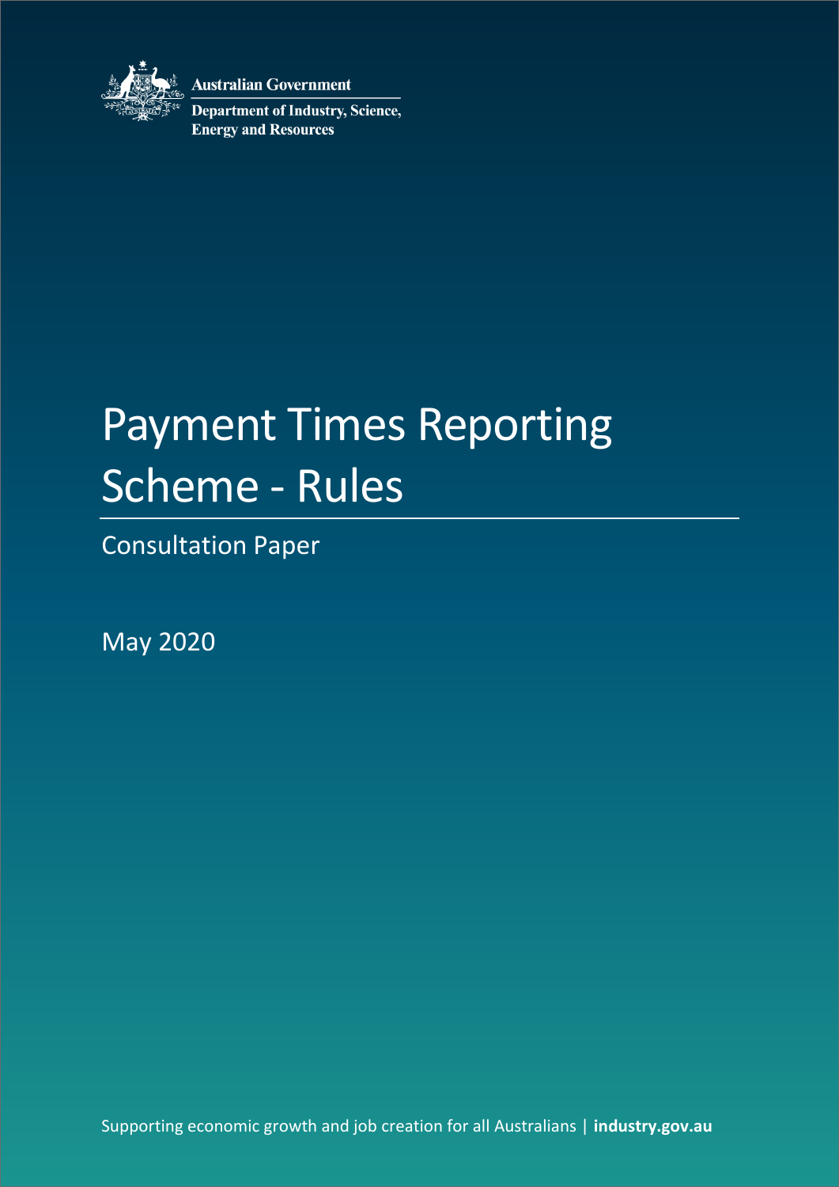Australian Government

Department of Industry, Science, Energy and Resources

# Payment Times Reporting Scheme - Rules

Consultation Paper

May 2020

Supporting economic growth and job creation for all Australians | **industry.gov.au**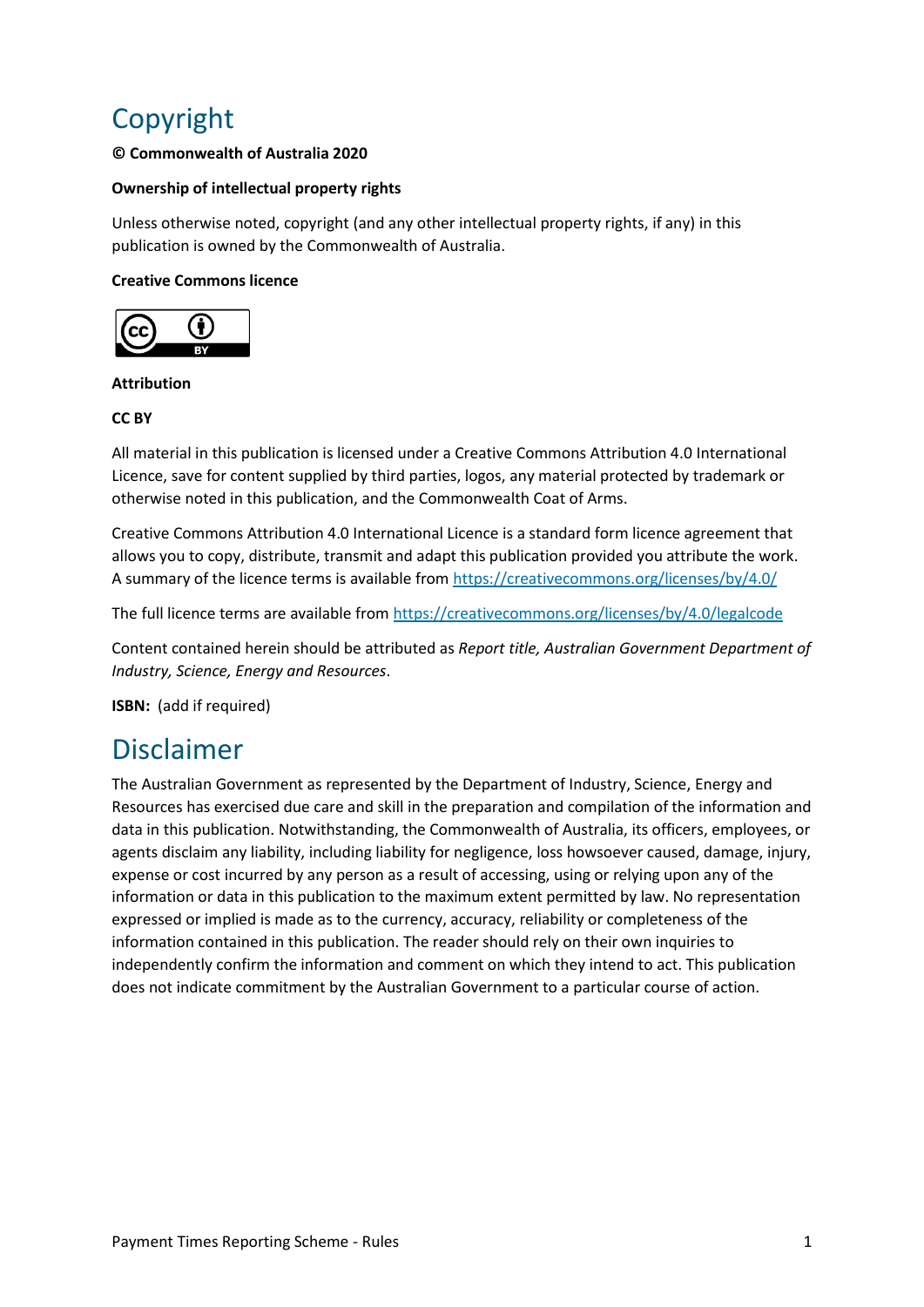# Copyright

**© Commonwealth of Australia 2020**

**Ownership of intellectual property rights**

Unless otherwise noted, copyright (and any other intellectual property rights, if any) in this publication is owned by the Commonwealth of Australia.

**Creative Commons licence**

**Attribution**

**CC BY**

All material in this publication is licensed under a Creative Commons Attribution 4.0 International Licence, save for content supplied by third parties, logos, any material protected by trademark or otherwise noted in this publication, and the Commonwealth Coat of Arms.

Creative Commons Attribution 4.0 International Licence is a standard form licence agreement that allows you to copy, distribute, transmit and adapt this publication provided you attribute the work. A summary of the licence terms is available from https://creativecommons.org/licenses/by/4.0/

The full licence terms are available from https://creativecommons.org/licenses/by/4.0/legalcode

Content contained herein should be attributed as *Report title, Australian Government Department of Industry, Science, Energy and Resources*.

**ISBN:** (add if required)

# Disclaimer

The Australian Government as represented by the Department of Industry, Science, Energy and Resources has exercised due care and skill in the preparation and compilation of the information and data in this publication. Notwithstanding, the Commonwealth of Australia, its officers, employees, or agents disclaim any liability, including liability for negligence, loss howsoever caused, damage, injury, expense or cost incurred by any person as a result of accessing, using or relying upon any of the information or data in this publication to the maximum extent permitted by law. No representation expressed or implied is made as to the currency, accuracy, reliability or completeness of the information contained in this publication. The reader should rely on their own inquiries to independently confirm the information and comment on which they intend to act. This publication does not indicate commitment by the Australian Government to a particular course of action.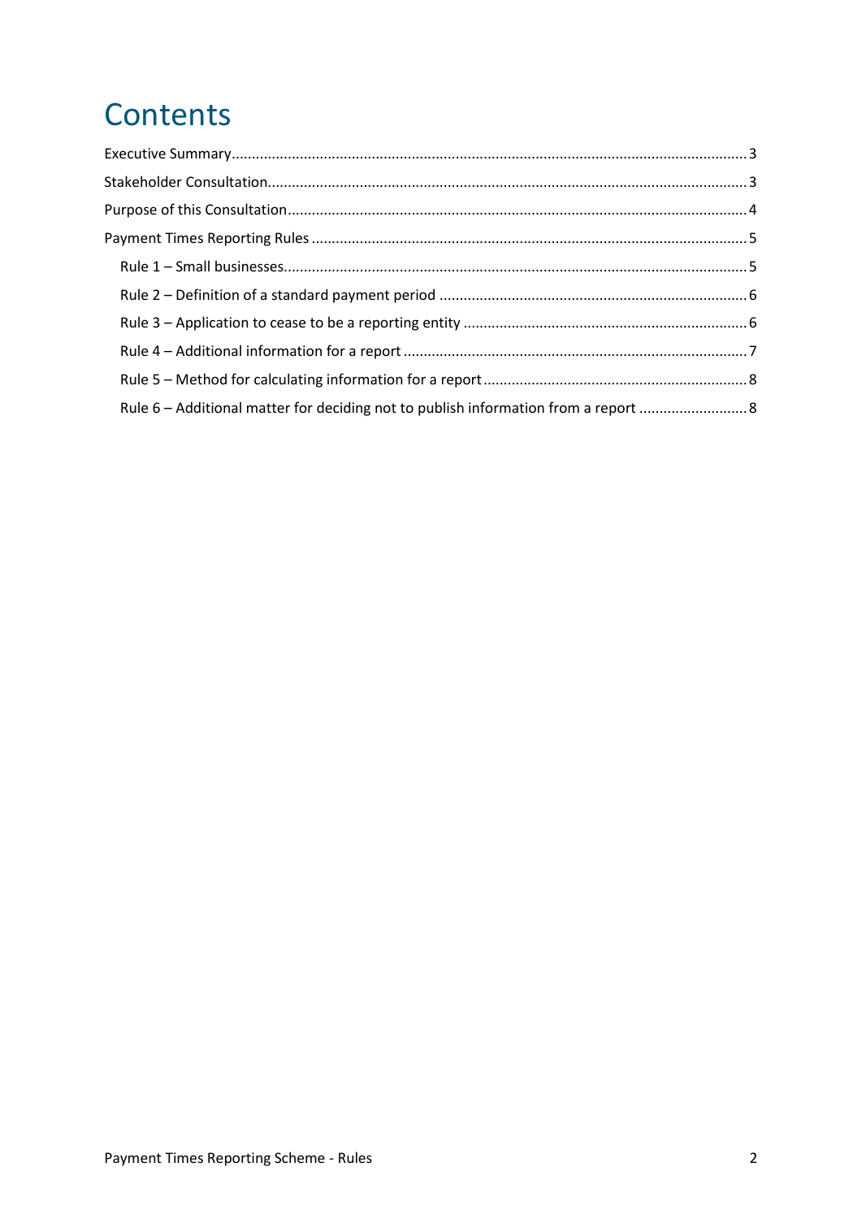# Contents

Executive Summary........................................................................................................................3

Stakeholder Consultation..............................................................................................................3

Purpose of this Consultation.........................................................................................................4

Payment Times Reporting Rules...................................................................................................5

- Rule 1 – Small businesses.......................................................................................................5
- Rule 2 – Definition of a standard payment period ..................................................................6
- Rule 3 – Application to cease to be a reporting entity ...........................................................6
- Rule 4 – Additional information for a report ..........................................................................7
- Rule 5 – Method for calculating information for a report.......................................................8
- Rule 6 – Additional matter for deciding not to publish information from a report ...............8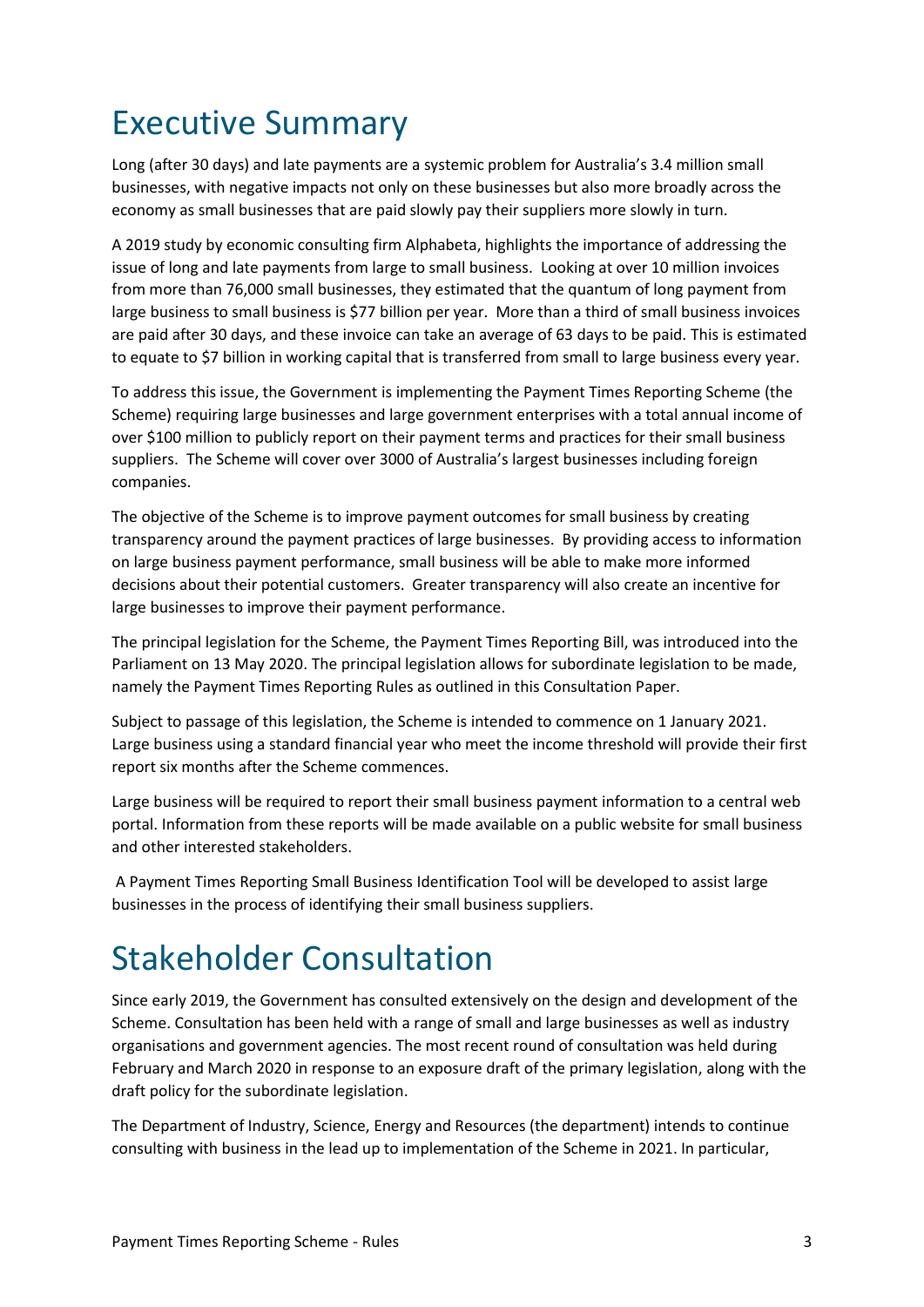# Executive Summary

Long (after 30 days) and late payments are a systemic problem for Australia's 3.4 million small businesses, with negative impacts not only on these businesses but also more broadly across the economy as small businesses that are paid slowly pay their suppliers more slowly in turn.

A 2019 study by economic consulting firm Alphabeta, highlights the importance of addressing the issue of long and late payments from large to small business. Looking at over 10 million invoices from more than 76,000 small businesses, they estimated that the quantum of long payment from large business to small business is $77 billion per year. More than a third of small business invoices are paid after 30 days, and these invoice can take an average of 63 days to be paid. This is estimated to equate to $7 billion in working capital that is transferred from small to large business every year.

To address this issue, the Government is implementing the Payment Times Reporting Scheme (the Scheme) requiring large businesses and large government enterprises with a total annual income of over $100 million to publicly report on their payment terms and practices for their small business suppliers. The Scheme will cover over 3000 of Australia's largest businesses including foreign companies.

The objective of the Scheme is to improve payment outcomes for small business by creating transparency around the payment practices of large businesses. By providing access to information on large business payment performance, small business will be able to make more informed decisions about their potential customers. Greater transparency will also create an incentive for large businesses to improve their payment performance.

The principal legislation for the Scheme, the Payment Times Reporting Bill, was introduced into the Parliament on 13 May 2020. The principal legislation allows for subordinate legislation to be made, namely the Payment Times Reporting Rules as outlined in this Consultation Paper.

Subject to passage of this legislation, the Scheme is intended to commence on 1 January 2021. Large business using a standard financial year who meet the income threshold will provide their first report six months after the Scheme commences.

Large business will be required to report their small business payment information to a central web portal. Information from these reports will be made available on a public website for small business and other interested stakeholders.

A Payment Times Reporting Small Business Identification Tool will be developed to assist large businesses in the process of identifying their small business suppliers.

# Stakeholder Consultation

Since early 2019, the Government has consulted extensively on the design and development of the Scheme. Consultation has been held with a range of small and large businesses as well as industry organisations and government agencies. The most recent round of consultation was held during February and March 2020 in response to an exposure draft of the primary legislation, along with the draft policy for the subordinate legislation.

The Department of Industry, Science, Energy and Resources (the department) intends to continue consulting with business in the lead up to implementation of the Scheme in 2021. In particular,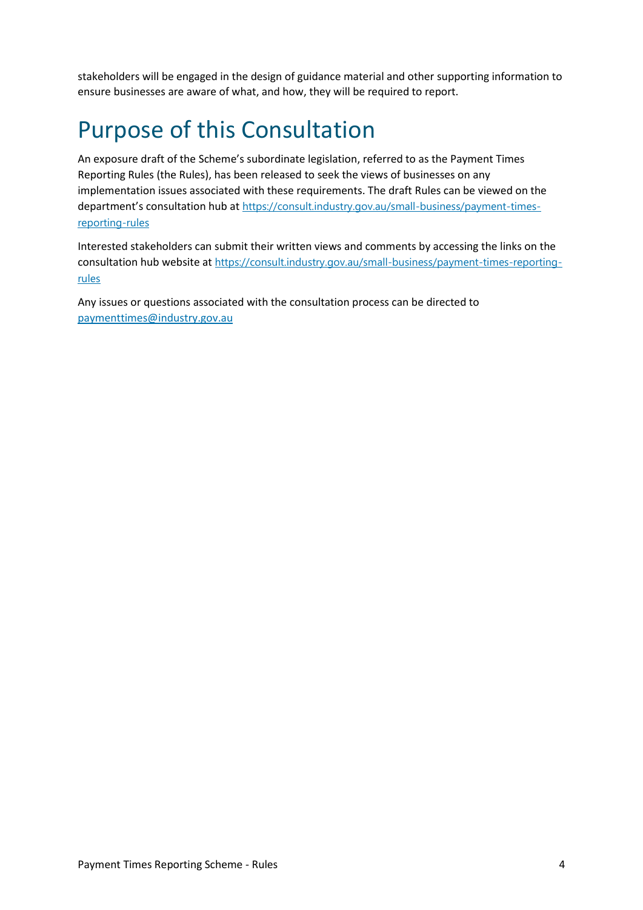stakeholders will be engaged in the design of guidance material and other supporting information to ensure businesses are aware of what, and how, they will be required to report.

# Purpose of this Consultation

An exposure draft of the Scheme's subordinate legislation, referred to as the Payment Times Reporting Rules (the Rules), has been released to seek the views of businesses on any implementation issues associated with these requirements. The draft Rules can be viewed on the department's consultation hub at [https://consult.industry.gov.au/small-business/payment-times-reporting-rules](https://consult.industry.gov.au/small-business/payment-times-reporting-rules)

Interested stakeholders can submit their written views and comments by accessing the links on the consultation hub website at [https://consult.industry.gov.au/small-business/payment-times-reporting-rules](https://consult.industry.gov.au/small-business/payment-times-reporting-rules)

Any issues or questions associated with the consultation process can be directed to [paymenttimes@industry.gov.au](mailto:paymenttimes@industry.gov.au)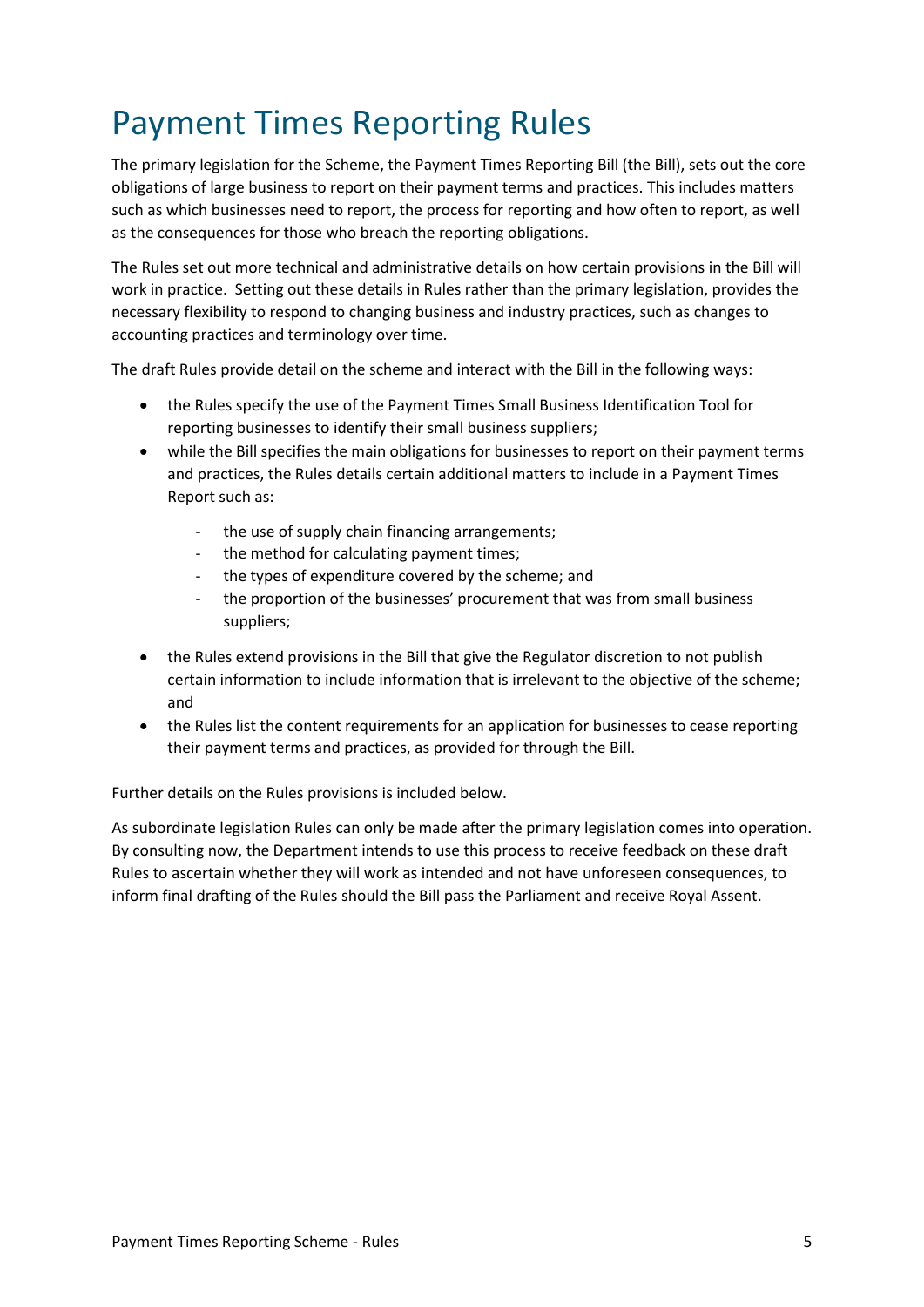# Payment Times Reporting Rules

The primary legislation for the Scheme, the Payment Times Reporting Bill (the Bill), sets out the core obligations of large business to report on their payment terms and practices. This includes matters such as which businesses need to report, the process for reporting and how often to report, as well as the consequences for those who breach the reporting obligations.

The Rules set out more technical and administrative details on how certain provisions in the Bill will work in practice. Setting out these details in Rules rather than the primary legislation, provides the necessary flexibility to respond to changing business and industry practices, such as changes to accounting practices and terminology over time.

The draft Rules provide detail on the scheme and interact with the Bill in the following ways:

- the Rules specify the use of the Payment Times Small Business Identification Tool for reporting businesses to identify their small business suppliers;
- while the Bill specifies the main obligations for businesses to report on their payment terms and practices, the Rules details certain additional matters to include in a Payment Times Report such as:
  - the use of supply chain financing arrangements;
  - the method for calculating payment times;
  - the types of expenditure covered by the scheme; and
  - the proportion of the businesses' procurement that was from small business suppliers;
- the Rules extend provisions in the Bill that give the Regulator discretion to not publish certain information to include information that is irrelevant to the objective of the scheme; and
- the Rules list the content requirements for an application for businesses to cease reporting their payment terms and practices, as provided for through the Bill.

Further details on the Rules provisions is included below.

As subordinate legislation Rules can only be made after the primary legislation comes into operation. By consulting now, the Department intends to use this process to receive feedback on these draft Rules to ascertain whether they will work as intended and not have unforeseen consequences, to inform final drafting of the Rules should the Bill pass the Parliament and receive Royal Assent.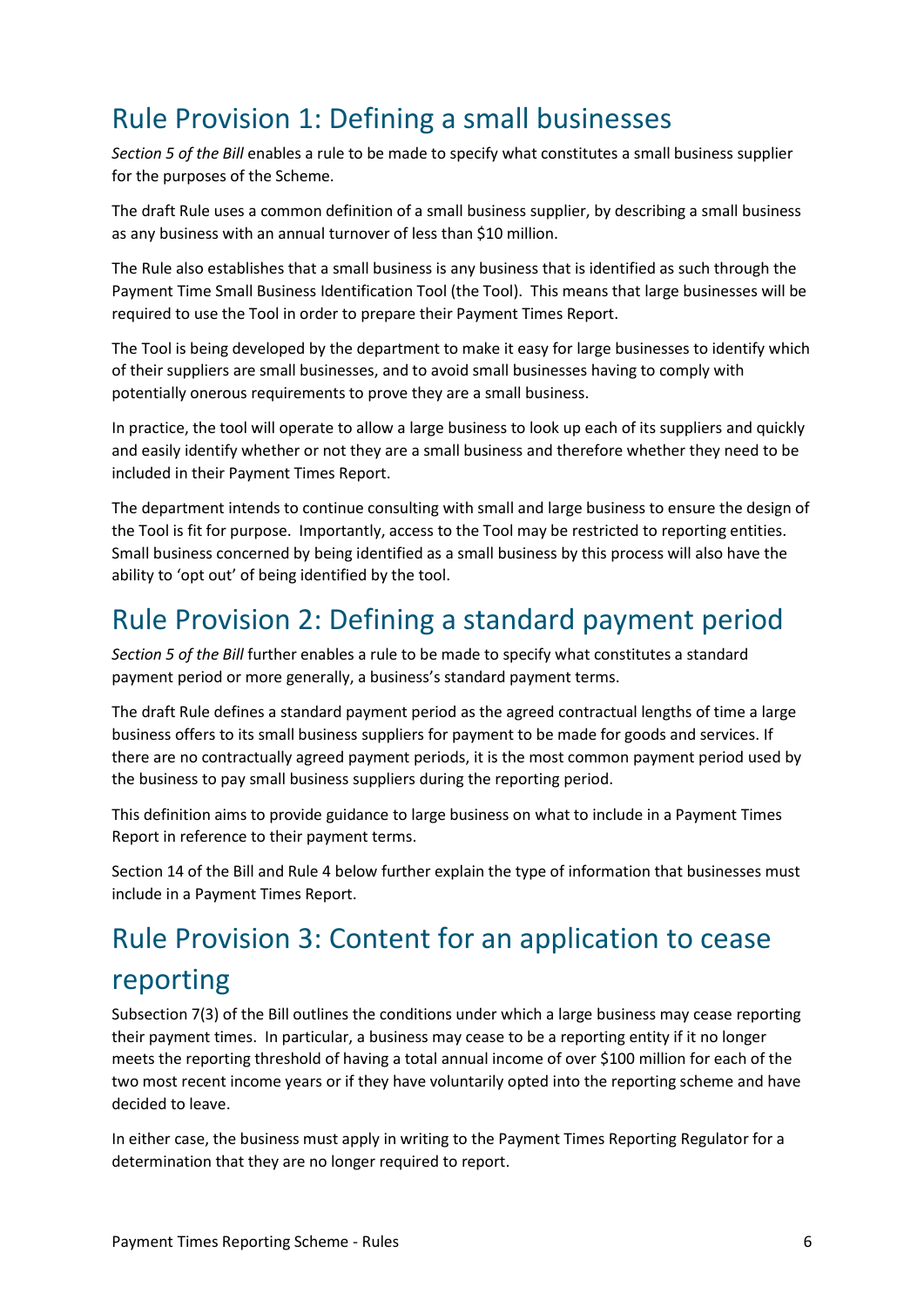## Rule Provision 1: Defining a small businesses

*Section 5 of the Bill* enables a rule to be made to specify what constitutes a small business supplier for the purposes of the Scheme.

The draft Rule uses a common definition of a small business supplier, by describing a small business as any business with an annual turnover of less than $10 million.

The Rule also establishes that a small business is any business that is identified as such through the Payment Time Small Business Identification Tool (the Tool). This means that large businesses will be required to use the Tool in order to prepare their Payment Times Report.

The Tool is being developed by the department to make it easy for large businesses to identify which of their suppliers are small businesses, and to avoid small businesses having to comply with potentially onerous requirements to prove they are a small business.

In practice, the tool will operate to allow a large business to look up each of its suppliers and quickly and easily identify whether or not they are a small business and therefore whether they need to be included in their Payment Times Report.

The department intends to continue consulting with small and large business to ensure the design of the Tool is fit for purpose. Importantly, access to the Tool may be restricted to reporting entities. Small business concerned by being identified as a small business by this process will also have the ability to 'opt out' of being identified by the tool.

## Rule Provision 2: Defining a standard payment period

*Section 5 of the Bill* further enables a rule to be made to specify what constitutes a standard payment period or more generally, a business's standard payment terms.

The draft Rule defines a standard payment period as the agreed contractual lengths of time a large business offers to its small business suppliers for payment to be made for goods and services. If there are no contractually agreed payment periods, it is the most common payment period used by the business to pay small business suppliers during the reporting period.

This definition aims to provide guidance to large business on what to include in a Payment Times Report in reference to their payment terms.

Section 14 of the Bill and Rule 4 below further explain the type of information that businesses must include in a Payment Times Report.

## Rule Provision 3: Content for an application to cease reporting

Subsection 7(3) of the Bill outlines the conditions under which a large business may cease reporting their payment times. In particular, a business may cease to be a reporting entity if it no longer meets the reporting threshold of having a total annual income of over $100 million for each of the two most recent income years or if they have voluntarily opted into the reporting scheme and have decided to leave.

In either case, the business must apply in writing to the Payment Times Reporting Regulator for a determination that they are no longer required to report.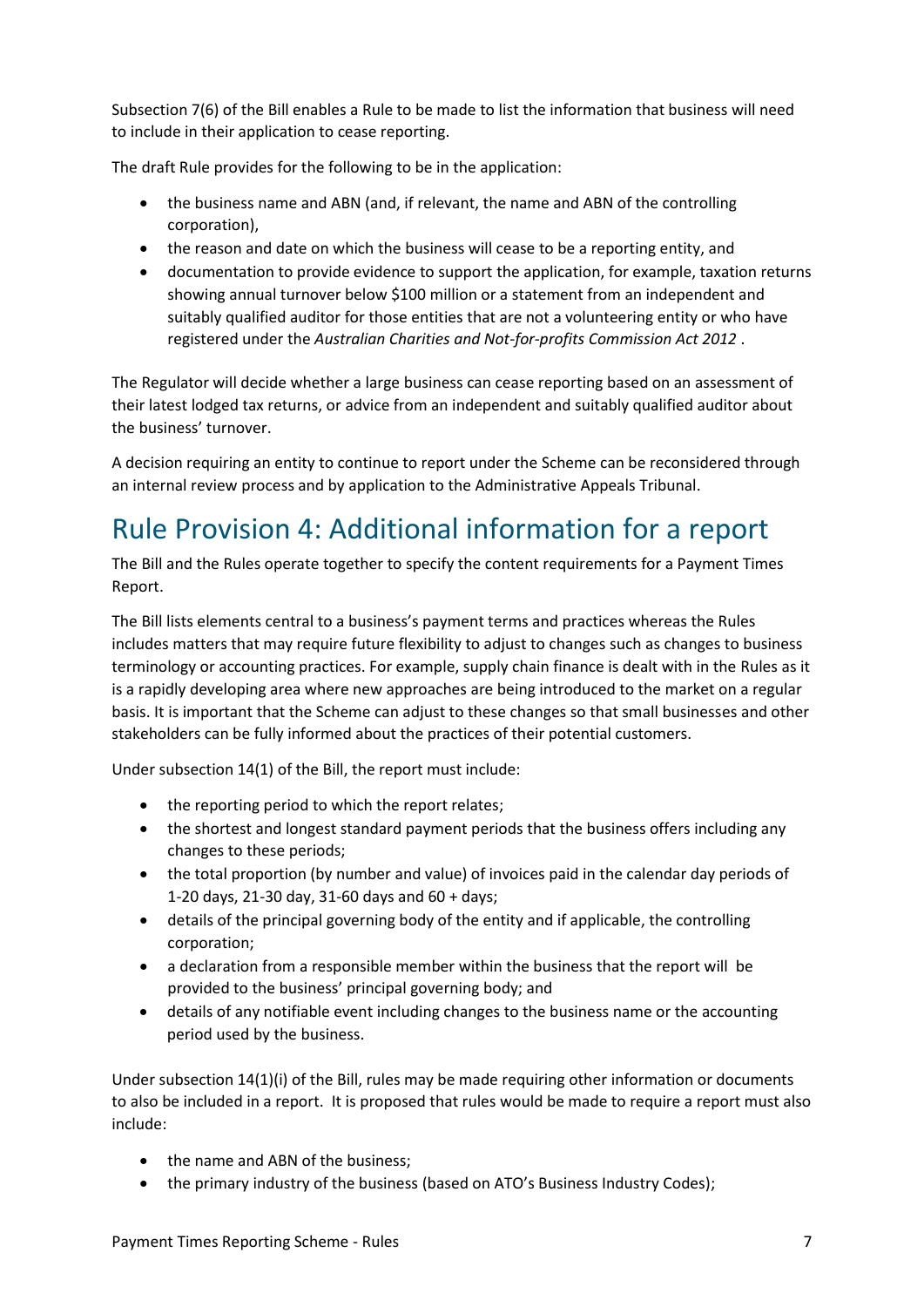Subsection 7(6) of the Bill enables a Rule to be made to list the information that business will need to include in their application to cease reporting.

The draft Rule provides for the following to be in the application:

- the business name and ABN (and, if relevant, the name and ABN of the controlling corporation),
- the reason and date on which the business will cease to be a reporting entity, and
- documentation to provide evidence to support the application, for example, taxation returns showing annual turnover below $100 million or a statement from an independent and suitably qualified auditor for those entities that are not a volunteering entity or who have registered under the *Australian Charities and Not-for-profits Commission Act 2012* .

The Regulator will decide whether a large business can cease reporting based on an assessment of their latest lodged tax returns, or advice from an independent and suitably qualified auditor about the business' turnover.

A decision requiring an entity to continue to report under the Scheme can be reconsidered through an internal review process and by application to the Administrative Appeals Tribunal.

# Rule Provision 4: Additional information for a report

The Bill and the Rules operate together to specify the content requirements for a Payment Times Report.

The Bill lists elements central to a business's payment terms and practices whereas the Rules includes matters that may require future flexibility to adjust to changes such as changes to business terminology or accounting practices. For example, supply chain finance is dealt with in the Rules as it is a rapidly developing area where new approaches are being introduced to the market on a regular basis. It is important that the Scheme can adjust to these changes so that small businesses and other stakeholders can be fully informed about the practices of their potential customers.

Under subsection 14(1) of the Bill, the report must include:

- the reporting period to which the report relates;
- the shortest and longest standard payment periods that the business offers including any changes to these periods;
- the total proportion (by number and value) of invoices paid in the calendar day periods of 1-20 days, 21-30 day, 31-60 days and 60 + days;
- details of the principal governing body of the entity and if applicable, the controlling corporation;
- a declaration from a responsible member within the business that the report will be provided to the business' principal governing body; and
- details of any notifiable event including changes to the business name or the accounting period used by the business.

Under subsection 14(1)(i) of the Bill, rules may be made requiring other information or documents to also be included in a report. It is proposed that rules would be made to require a report must also include:

- the name and ABN of the business;
- the primary industry of the business (based on ATO's Business Industry Codes);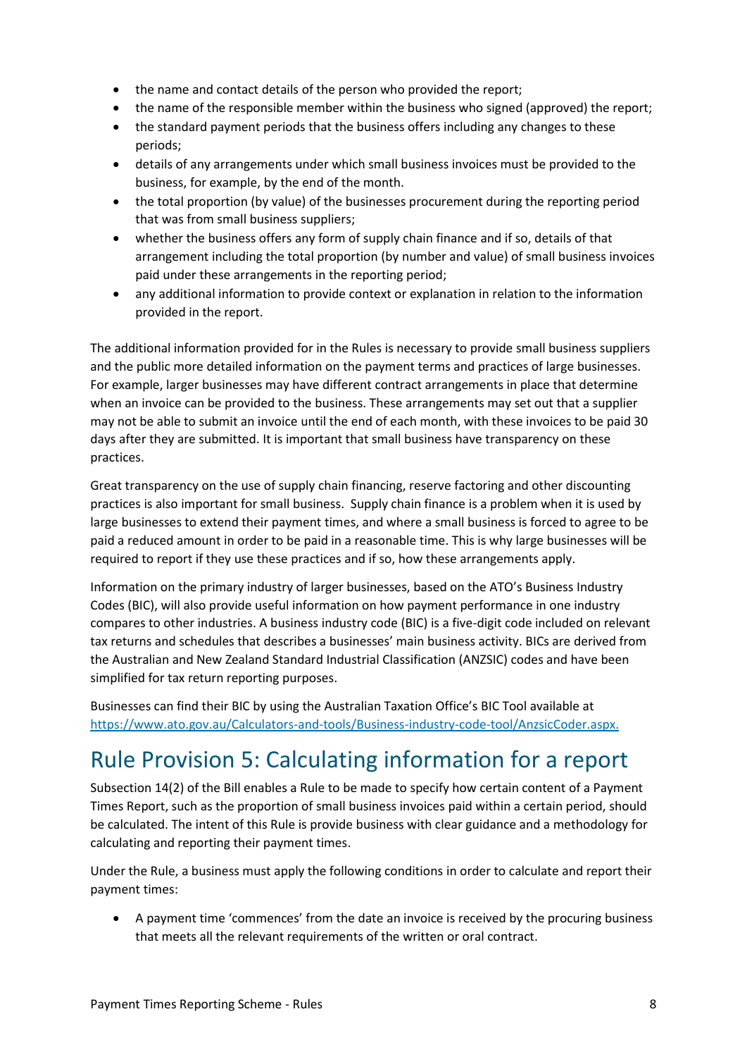- the name and contact details of the person who provided the report;
- the name of the responsible member within the business who signed (approved) the report;
- the standard payment periods that the business offers including any changes to these periods;
- details of any arrangements under which small business invoices must be provided to the business, for example, by the end of the month.
- the total proportion (by value) of the businesses procurement during the reporting period that was from small business suppliers;
- whether the business offers any form of supply chain finance and if so, details of that arrangement including the total proportion (by number and value) of small business invoices paid under these arrangements in the reporting period;
- any additional information to provide context or explanation in relation to the information provided in the report.

The additional information provided for in the Rules is necessary to provide small business suppliers and the public more detailed information on the payment terms and practices of large businesses. For example, larger businesses may have different contract arrangements in place that determine when an invoice can be provided to the business. These arrangements may set out that a supplier may not be able to submit an invoice until the end of each month, with these invoices to be paid 30 days after they are submitted. It is important that small business have transparency on these practices.

Great transparency on the use of supply chain financing, reserve factoring and other discounting practices is also important for small business. Supply chain finance is a problem when it is used by large businesses to extend their payment times, and where a small business is forced to agree to be paid a reduced amount in order to be paid in a reasonable time. This is why large businesses will be required to report if they use these practices and if so, how these arrangements apply.

Information on the primary industry of larger businesses, based on the ATO's Business Industry Codes (BIC), will also provide useful information on how payment performance in one industry compares to other industries. A business industry code (BIC) is a five-digit code included on relevant tax returns and schedules that describes a businesses' main business activity. BICs are derived from the Australian and New Zealand Standard Industrial Classification (ANZSIC) codes and have been simplified for tax return reporting purposes.

Businesses can find their BIC by using the Australian Taxation Office's BIC Tool available at [https://www.ato.gov.au/Calculators-and-tools/Business-industry-code-tool/AnzsicCoder.aspx.](https://www.ato.gov.au/Calculators-and-tools/Business-industry-code-tool/AnzsicCoder.aspx)

# Rule Provision 5: Calculating information for a report

Subsection 14(2) of the Bill enables a Rule to be made to specify how certain content of a Payment Times Report, such as the proportion of small business invoices paid within a certain period, should be calculated. The intent of this Rule is provide business with clear guidance and a methodology for calculating and reporting their payment times.

Under the Rule, a business must apply the following conditions in order to calculate and report their payment times:

- A payment time 'commences' from the date an invoice is received by the procuring business that meets all the relevant requirements of the written or oral contract.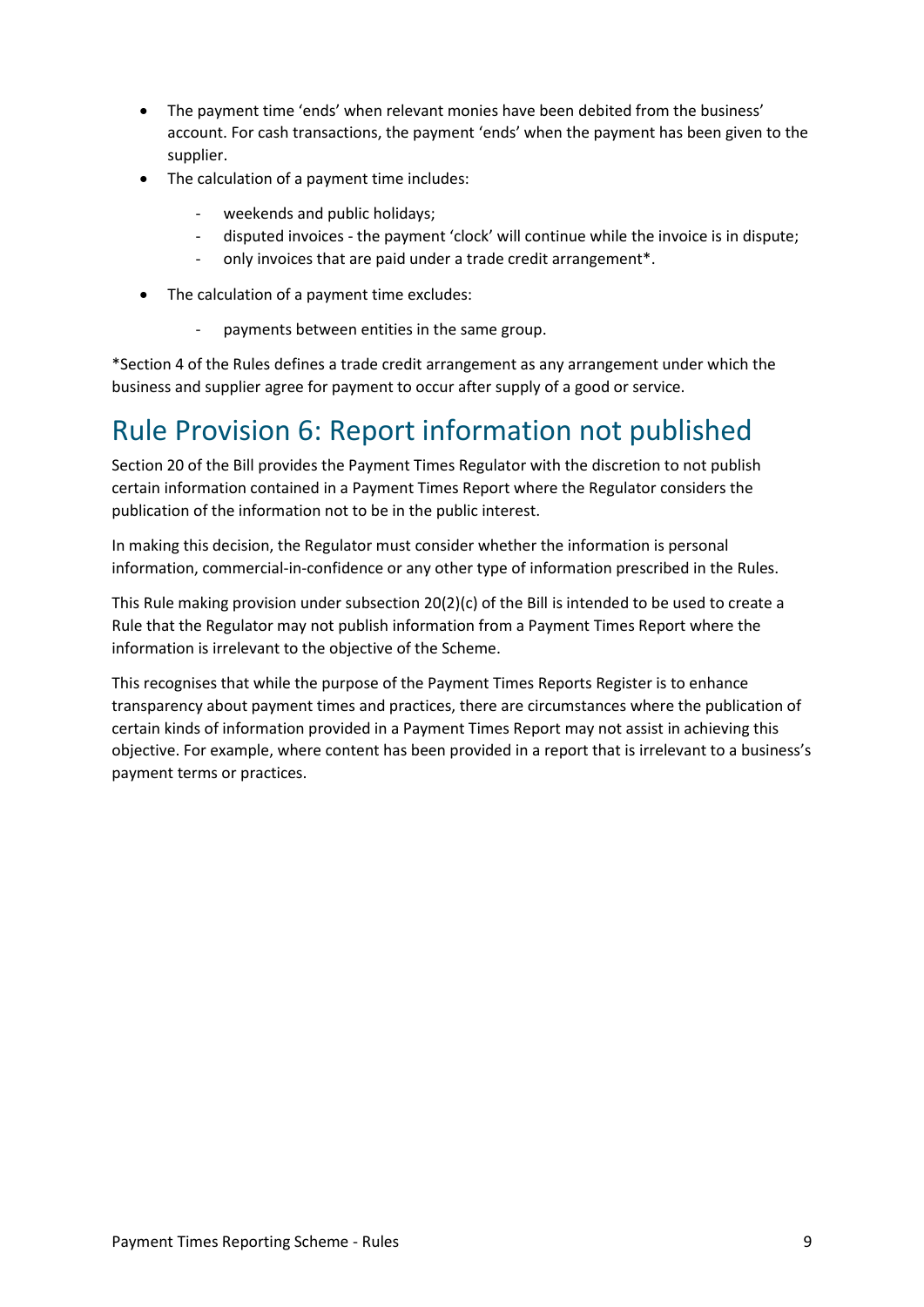- The payment time 'ends' when relevant monies have been debited from the business' account. For cash transactions, the payment 'ends' when the payment has been given to the supplier.
- The calculation of a payment time includes:
  - weekends and public holidays;
  - disputed invoices - the payment 'clock' will continue while the invoice is in dispute;
  - only invoices that are paid under a trade credit arrangement*.
- The calculation of a payment time excludes:
  - payments between entities in the same group.

*Section 4 of the Rules defines a trade credit arrangement as any arrangement under which the business and supplier agree for payment to occur after supply of a good or service.

# Rule Provision 6: Report information not published

Section 20 of the Bill provides the Payment Times Regulator with the discretion to not publish certain information contained in a Payment Times Report where the Regulator considers the publication of the information not to be in the public interest.

In making this decision, the Regulator must consider whether the information is personal information, commercial-in-confidence or any other type of information prescribed in the Rules.

This Rule making provision under subsection 20(2)(c) of the Bill is intended to be used to create a Rule that the Regulator may not publish information from a Payment Times Report where the information is irrelevant to the objective of the Scheme.

This recognises that while the purpose of the Payment Times Reports Register is to enhance transparency about payment times and practices, there are circumstances where the publication of certain kinds of information provided in a Payment Times Report may not assist in achieving this objective. For example, where content has been provided in a report that is irrelevant to a business's payment terms or practices.